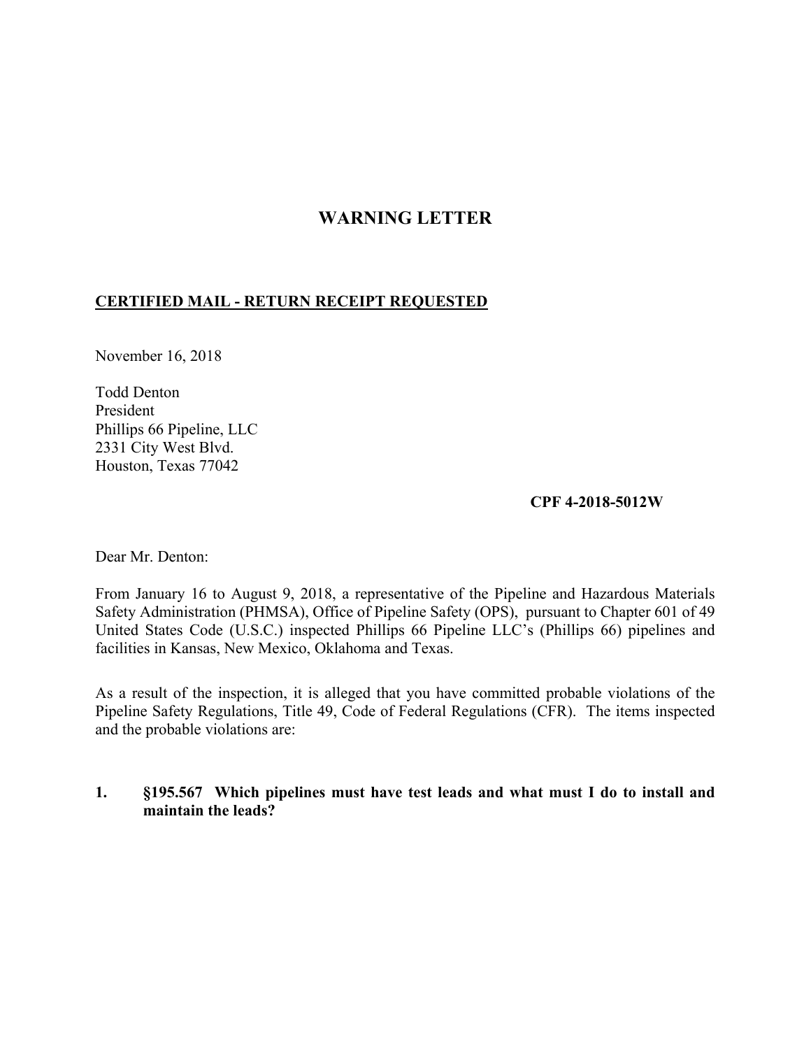# WARNING LETTER

**CERTIFIED MAIL - RETURN RECEIPT REQUESTED**

November 16, 2018

Todd Denton
President
Phillips 66 Pipeline, LLC
2331 City West Blvd.
Houston, Texas 77042

**CPF 4-2018-5012W**

Dear Mr. Denton:

From January 16 to August 9, 2018, a representative of the Pipeline and Hazardous Materials Safety Administration (PHMSA), Office of Pipeline Safety (OPS), pursuant to Chapter 601 of 49 United States Code (U.S.C.) inspected Phillips 66 Pipeline LLC's (Phillips 66) pipelines and facilities in Kansas, New Mexico, Oklahoma and Texas.

As a result of the inspection, it is alleged that you have committed probable violations of the Pipeline Safety Regulations, Title 49, Code of Federal Regulations (CFR). The items inspected and the probable violations are:

**1. §195.567 Which pipelines must have test leads and what must I do to install and maintain the leads?**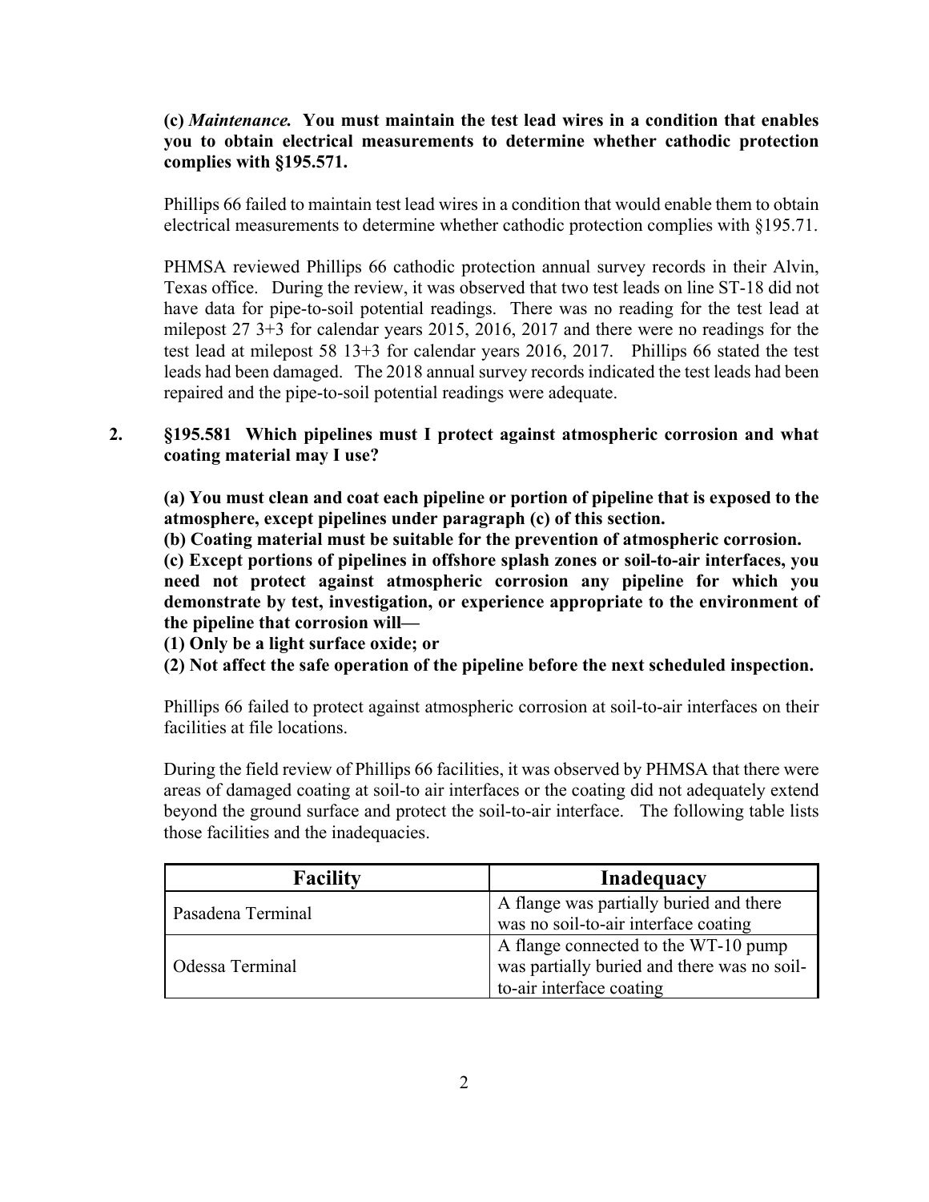**(c)** ***Maintenance.*** **You must maintain the test lead wires in a condition that enables you to obtain electrical measurements to determine whether cathodic protection complies with §195.571.**

Phillips 66 failed to maintain test lead wires in a condition that would enable them to obtain electrical measurements to determine whether cathodic protection complies with §195.71.

PHMSA reviewed Phillips 66 cathodic protection annual survey records in their Alvin, Texas office. During the review, it was observed that two test leads on line ST-18 did not have data for pipe-to-soil potential readings. There was no reading for the test lead at milepost 27 3+3 for calendar years 2015, 2016, 2017 and there were no readings for the test lead at milepost 58 13+3 for calendar years 2016, 2017. Phillips 66 stated the test leads had been damaged. The 2018 annual survey records indicated the test leads had been repaired and the pipe-to-soil potential readings were adequate.

**2. §195.581 Which pipelines must I protect against atmospheric corrosion and what coating material may I use?**

**(a) You must clean and coat each pipeline or portion of pipeline that is exposed to the atmosphere, except pipelines under paragraph (c) of this section.**
**(b) Coating material must be suitable for the prevention of atmospheric corrosion.**
**(c) Except portions of pipelines in offshore splash zones or soil-to-air interfaces, you need not protect against atmospheric corrosion any pipeline for which you demonstrate by test, investigation, or experience appropriate to the environment of the pipeline that corrosion will—**
**(1) Only be a light surface oxide; or**
**(2) Not affect the safe operation of the pipeline before the next scheduled inspection.**

Phillips 66 failed to protect against atmospheric corrosion at soil-to-air interfaces on their facilities at file locations.

During the field review of Phillips 66 facilities, it was observed by PHMSA that there were areas of damaged coating at soil-to air interfaces or the coating did not adequately extend beyond the ground surface and protect the soil-to-air interface. The following table lists those facilities and the inadequacies.

| Facility | Inadequacy |
|---|---|
| Pasadena Terminal | A flange was partially buried and there was no soil-to-air interface coating |
| Odessa Terminal | A flange connected to the WT-10 pump was partially buried and there was no soil-to-air interface coating |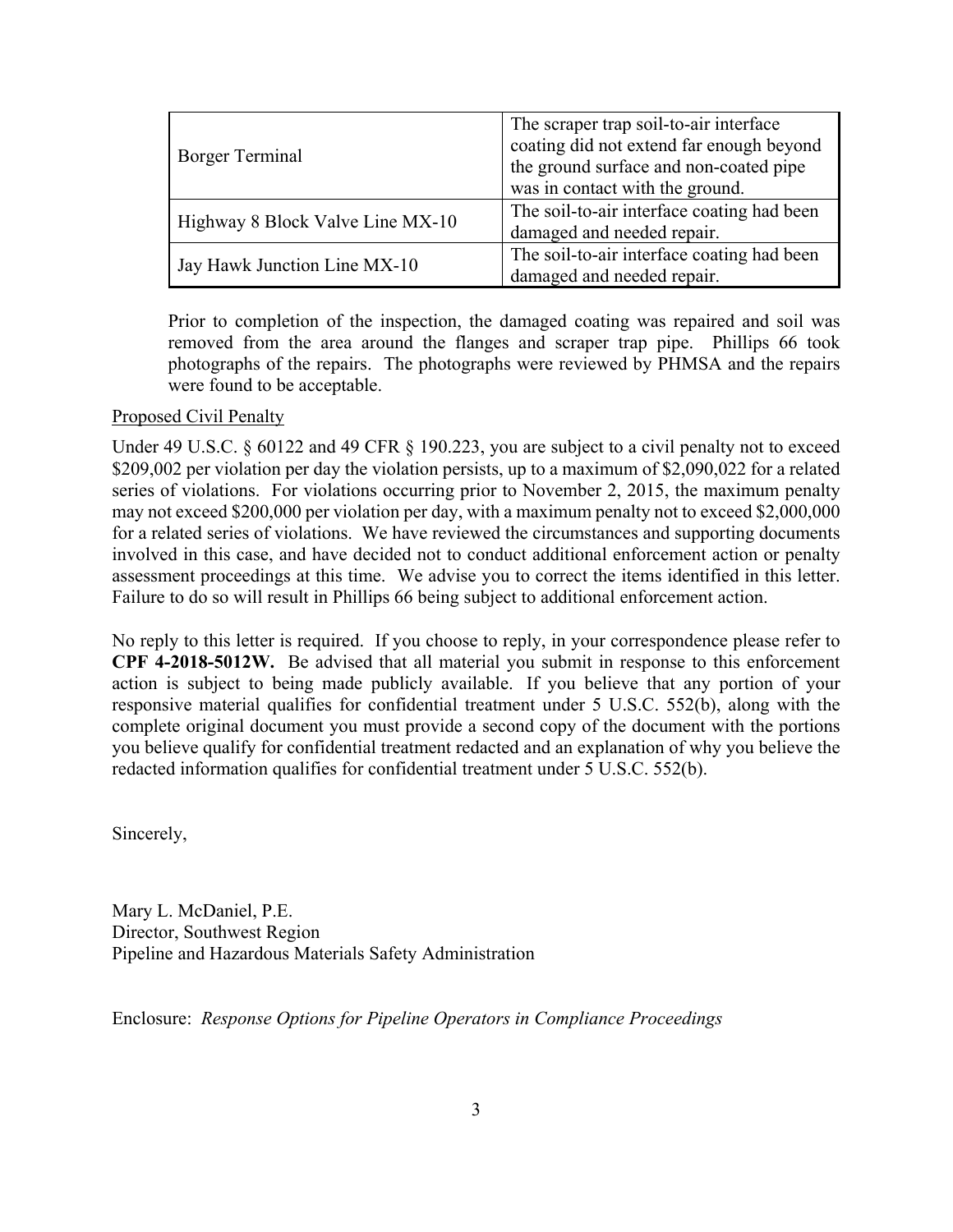| | |
|---|---|
| Borger Terminal | The scraper trap soil-to-air interface coating did not extend far enough beyond the ground surface and non-coated pipe was in contact with the ground. |
| Highway 8 Block Valve Line MX-10 | The soil-to-air interface coating had been damaged and needed repair. |
| Jay Hawk Junction Line MX-10 | The soil-to-air interface coating had been damaged and needed repair. |

Prior to completion of the inspection, the damaged coating was repaired and soil was removed from the area around the flanges and scraper trap pipe. Phillips 66 took photographs of the repairs. The photographs were reviewed by PHMSA and the repairs were found to be acceptable.

Proposed Civil Penalty

Under 49 U.S.C. § 60122 and 49 CFR § 190.223, you are subject to a civil penalty not to exceed $209,002 per violation per day the violation persists, up to a maximum of $2,090,022 for a related series of violations. For violations occurring prior to November 2, 2015, the maximum penalty may not exceed $200,000 per violation per day, with a maximum penalty not to exceed $2,000,000 for a related series of violations. We have reviewed the circumstances and supporting documents involved in this case, and have decided not to conduct additional enforcement action or penalty assessment proceedings at this time. We advise you to correct the items identified in this letter. Failure to do so will result in Phillips 66 being subject to additional enforcement action.

No reply to this letter is required. If you choose to reply, in your correspondence please refer to **CPF 4-2018-5012W.** Be advised that all material you submit in response to this enforcement action is subject to being made publicly available. If you believe that any portion of your responsive material qualifies for confidential treatment under 5 U.S.C. 552(b), along with the complete original document you must provide a second copy of the document with the portions you believe qualify for confidential treatment redacted and an explanation of why you believe the redacted information qualifies for confidential treatment under 5 U.S.C. 552(b).

Sincerely,

Mary L. McDaniel, P.E.
Director, Southwest Region
Pipeline and Hazardous Materials Safety Administration

Enclosure: *Response Options for Pipeline Operators in Compliance Proceedings*